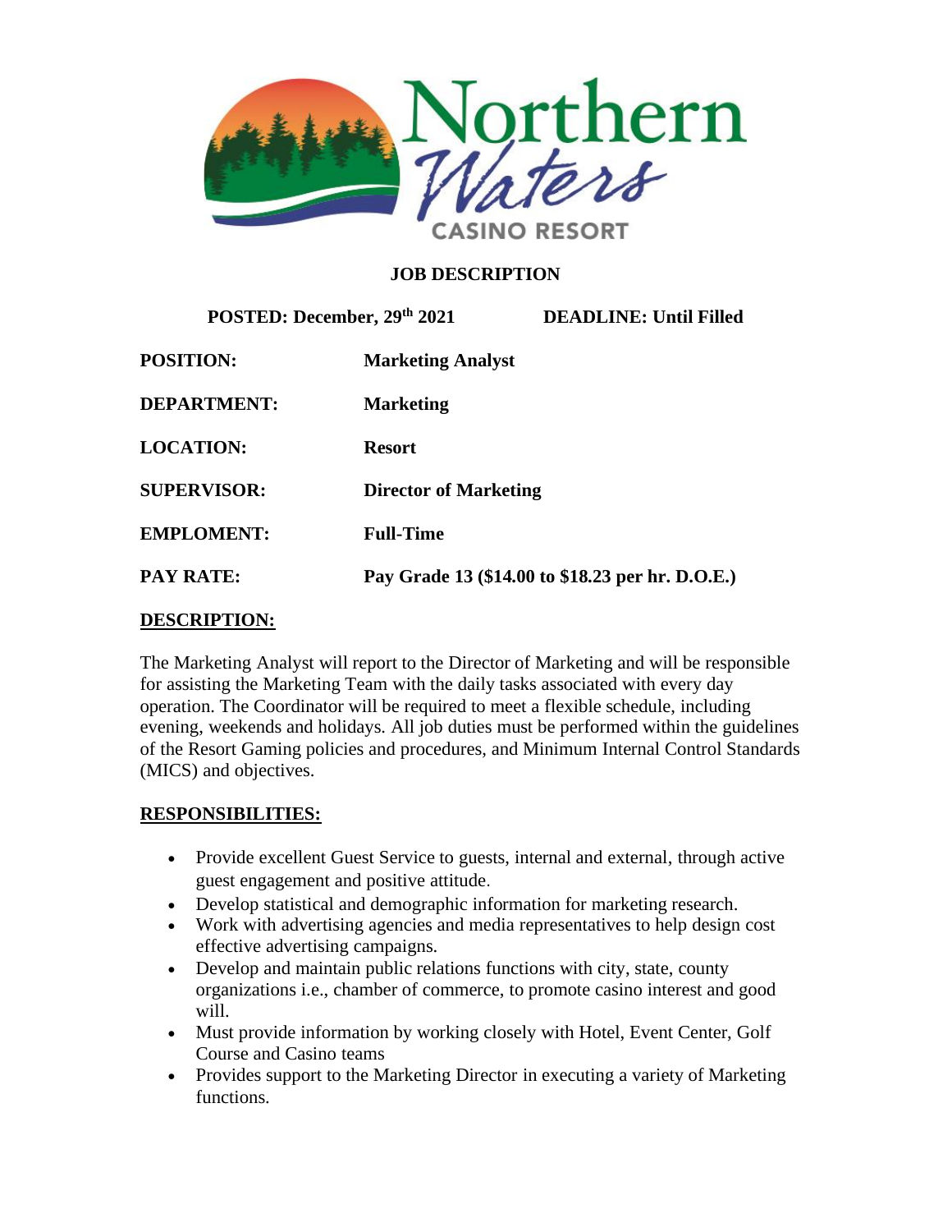Northern Waters CASINO RESORT

# JOB DESCRIPTION

**POSTED: December, 29th 2021** **DEADLINE: Until Filled**

| | |
|---|---|
| **POSITION:** | **Marketing Analyst** |
| **DEPARTMENT:** | **Marketing** |
| **LOCATION:** | **Resort** |
| **SUPERVISOR:** | **Director of Marketing** |
| **EMPLOMENT:** | **Full-Time** |
| **PAY RATE:** | **Pay Grade 13 ($14.00 to $18.23 per hr. D.O.E.)** |

## DESCRIPTION:

The Marketing Analyst will report to the Director of Marketing and will be responsible for assisting the Marketing Team with the daily tasks associated with every day operation. The Coordinator will be required to meet a flexible schedule, including evening, weekends and holidays. All job duties must be performed within the guidelines of the Resort Gaming policies and procedures, and Minimum Internal Control Standards (MICS) and objectives.

## RESPONSIBILITIES:

- Provide excellent Guest Service to guests, internal and external, through active guest engagement and positive attitude.
- Develop statistical and demographic information for marketing research.
- Work with advertising agencies and media representatives to help design cost effective advertising campaigns.
- Develop and maintain public relations functions with city, state, county organizations i.e., chamber of commerce, to promote casino interest and good will.
- Must provide information by working closely with Hotel, Event Center, Golf Course and Casino teams
- Provides support to the Marketing Director in executing a variety of Marketing functions.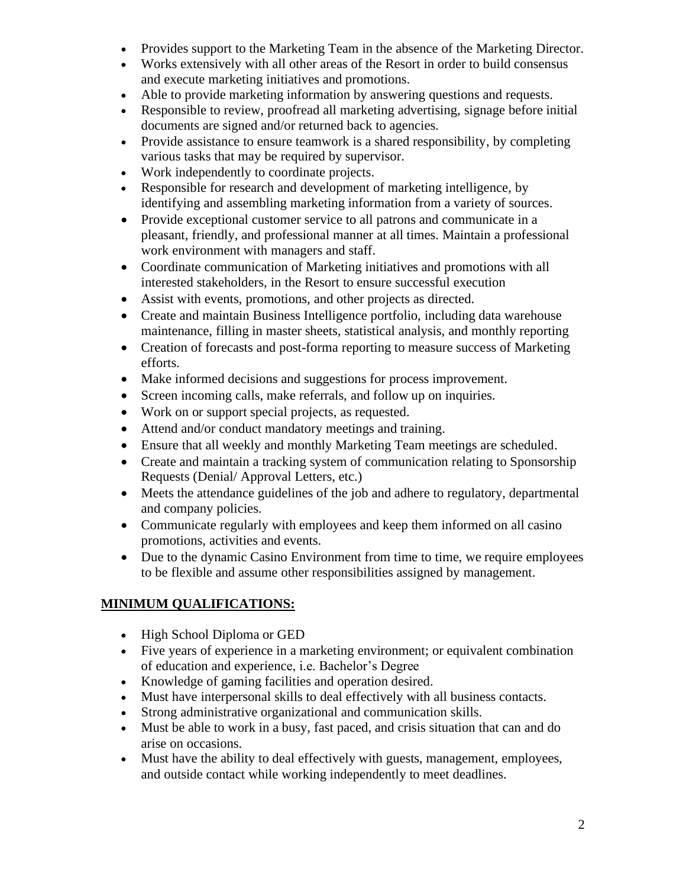- Provides support to the Marketing Team in the absence of the Marketing Director.
- Works extensively with all other areas of the Resort in order to build consensus and execute marketing initiatives and promotions.
- Able to provide marketing information by answering questions and requests.
- Responsible to review, proofread all marketing advertising, signage before initial documents are signed and/or returned back to agencies.
- Provide assistance to ensure teamwork is a shared responsibility, by completing various tasks that may be required by supervisor.
- Work independently to coordinate projects.
- Responsible for research and development of marketing intelligence, by identifying and assembling marketing information from a variety of sources.
- Provide exceptional customer service to all patrons and communicate in a pleasant, friendly, and professional manner at all times. Maintain a professional work environment with managers and staff.
- Coordinate communication of Marketing initiatives and promotions with all interested stakeholders, in the Resort to ensure successful execution
- Assist with events, promotions, and other projects as directed.
- Create and maintain Business Intelligence portfolio, including data warehouse maintenance, filling in master sheets, statistical analysis, and monthly reporting
- Creation of forecasts and post-forma reporting to measure success of Marketing efforts.
- Make informed decisions and suggestions for process improvement.
- Screen incoming calls, make referrals, and follow up on inquiries.
- Work on or support special projects, as requested.
- Attend and/or conduct mandatory meetings and training.
- Ensure that all weekly and monthly Marketing Team meetings are scheduled.
- Create and maintain a tracking system of communication relating to Sponsorship Requests (Denial/ Approval Letters, etc.)
- Meets the attendance guidelines of the job and adhere to regulatory, departmental and company policies.
- Communicate regularly with employees and keep them informed on all casino promotions, activities and events.
- Due to the dynamic Casino Environment from time to time, we require employees to be flexible and assume other responsibilities assigned by management.

## MINIMUM QUALIFICATIONS:

- High School Diploma or GED
- Five years of experience in a marketing environment; or equivalent combination of education and experience, i.e. Bachelor's Degree
- Knowledge of gaming facilities and operation desired.
- Must have interpersonal skills to deal effectively with all business contacts.
- Strong administrative organizational and communication skills.
- Must be able to work in a busy, fast paced, and crisis situation that can and do arise on occasions.
- Must have the ability to deal effectively with guests, management, employees, and outside contact while working independently to meet deadlines.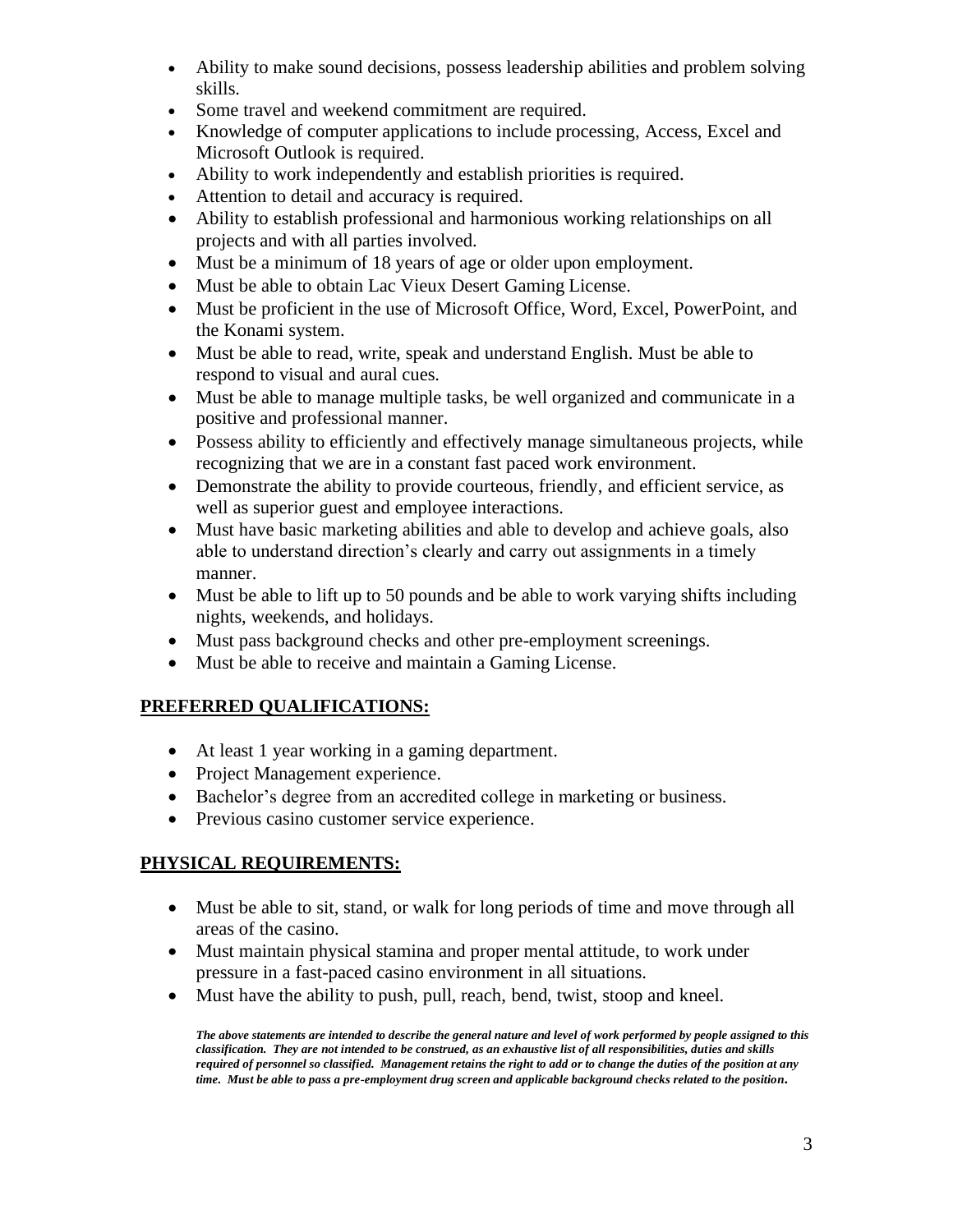- Ability to make sound decisions, possess leadership abilities and problem solving skills.
- Some travel and weekend commitment are required.
- Knowledge of computer applications to include processing, Access, Excel and Microsoft Outlook is required.
- Ability to work independently and establish priorities is required.
- Attention to detail and accuracy is required.
- Ability to establish professional and harmonious working relationships on all projects and with all parties involved.
- Must be a minimum of 18 years of age or older upon employment.
- Must be able to obtain Lac Vieux Desert Gaming License.
- Must be proficient in the use of Microsoft Office, Word, Excel, PowerPoint, and the Konami system.
- Must be able to read, write, speak and understand English. Must be able to respond to visual and aural cues.
- Must be able to manage multiple tasks, be well organized and communicate in a positive and professional manner.
- Possess ability to efficiently and effectively manage simultaneous projects, while recognizing that we are in a constant fast paced work environment.
- Demonstrate the ability to provide courteous, friendly, and efficient service, as well as superior guest and employee interactions.
- Must have basic marketing abilities and able to develop and achieve goals, also able to understand direction's clearly and carry out assignments in a timely manner.
- Must be able to lift up to 50 pounds and be able to work varying shifts including nights, weekends, and holidays.
- Must pass background checks and other pre-employment screenings.
- Must be able to receive and maintain a Gaming License.

## PREFERRED QUALIFICATIONS:

- At least 1 year working in a gaming department.
- Project Management experience.
- Bachelor's degree from an accredited college in marketing or business.
- Previous casino customer service experience.

## PHYSICAL REQUIREMENTS:

- Must be able to sit, stand, or walk for long periods of time and move through all areas of the casino.
- Must maintain physical stamina and proper mental attitude, to work under pressure in a fast-paced casino environment in all situations.
- Must have the ability to push, pull, reach, bend, twist, stoop and kneel.

***The above statements are intended to describe the general nature and level of work performed by people assigned to this classification. They are not intended to be construed, as an exhaustive list of all responsibilities, duties and skills required of personnel so classified. Management retains the right to add or to change the duties of the position at any time. Must be able to pass a pre-employment drug screen and applicable background checks related to the position.***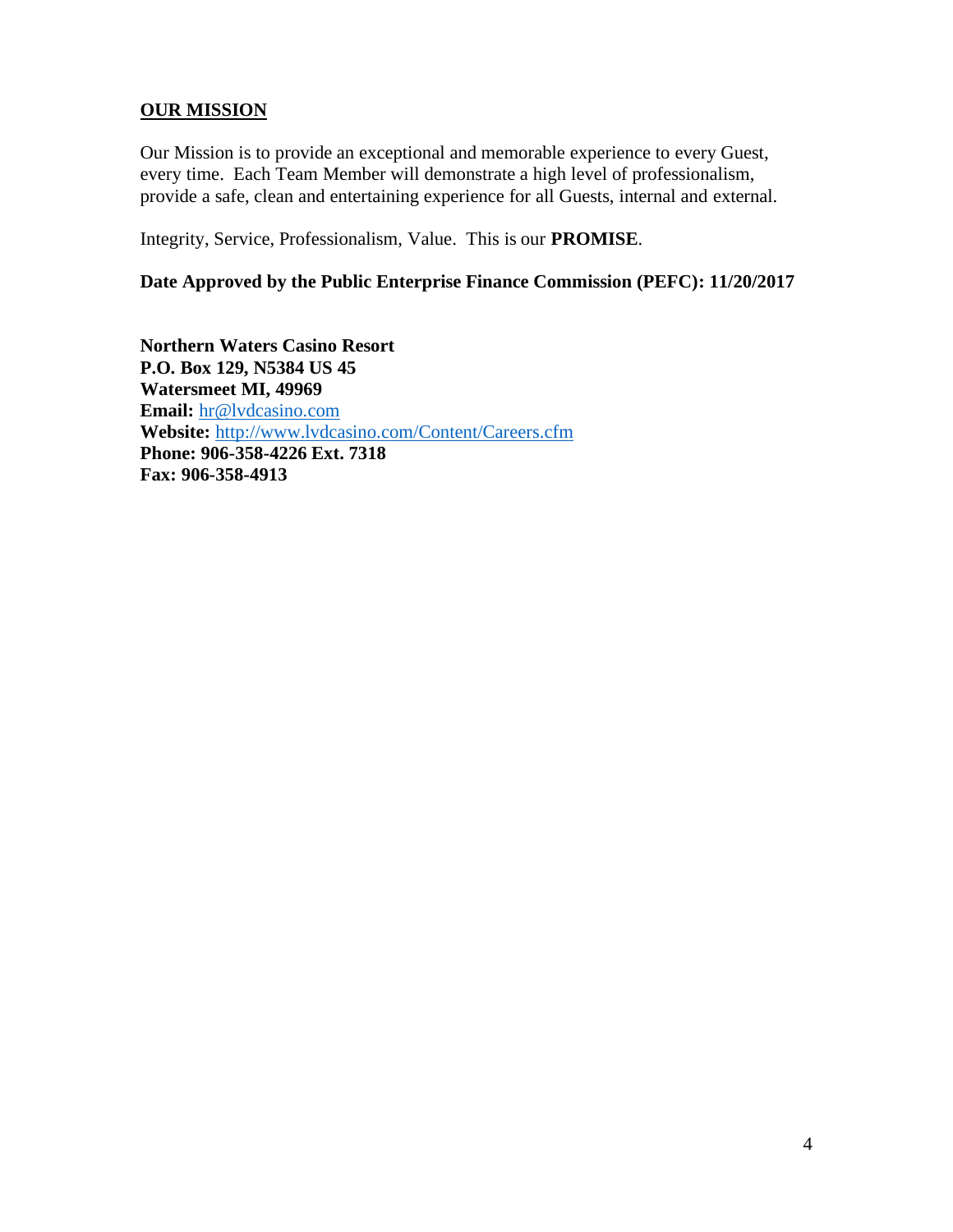## OUR MISSION

Our Mission is to provide an exceptional and memorable experience to every Guest, every time. Each Team Member will demonstrate a high level of professionalism, provide a safe, clean and entertaining experience for all Guests, internal and external.

Integrity, Service, Professionalism, Value. This is our **PROMISE**.

**Date Approved by the Public Enterprise Finance Commission (PEFC): 11/20/2017**

**Northern Waters Casino Resort**
**P.O. Box 129, N5384 US 45**
**Watersmeet MI, 49969**
**Email:** hr@lvdcasino.com
**Website:** http://www.lvdcasino.com/Content/Careers.cfm
**Phone: 906-358-4226 Ext. 7318**
**Fax: 906-358-4913**